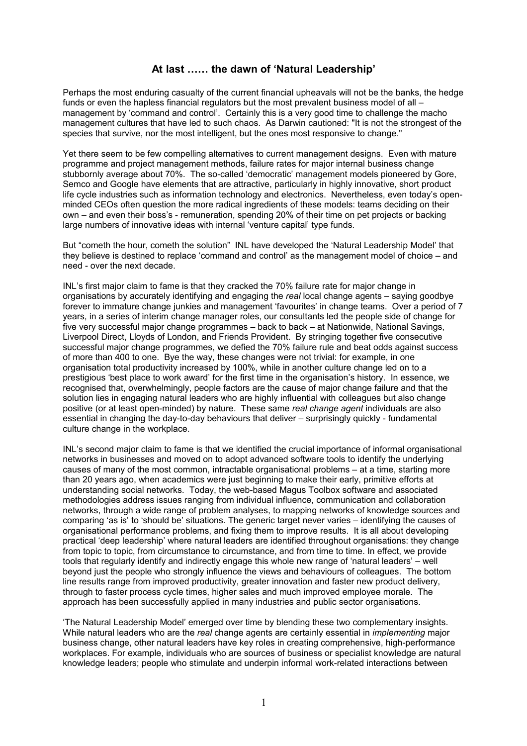## At last …… the dawn of 'Natural Leadership'

Perhaps the most enduring casualty of the current financial upheavals will not be the banks, the hedge funds or even the hapless financial regulators but the most prevalent business model of all – management by 'command and control'. Certainly this is a very good time to challenge the macho management cultures that have led to such chaos. As Darwin cautioned: "It is not the strongest of the species that survive, nor the most intelligent, but the ones most responsive to change."

Yet there seem to be few compelling alternatives to current management designs. Even with mature programme and project management methods, failure rates for major internal business change stubbornly average about 70%. The so-called 'democratic' management models pioneered by Gore, Semco and Google have elements that are attractive, particularly in highly innovative, short product life cycle industries such as information technology and electronics. Nevertheless, even today's open-minded CEOs often question the more radical ingredients of these models: teams deciding on their own – and even their boss's - remuneration, spending 20% of their time on pet projects or backing large numbers of innovative ideas with internal 'venture capital' type funds.

But "cometh the hour, cometh the solution" INL have developed the 'Natural Leadership Model' that they believe is destined to replace 'command and control' as the management model of choice – and need - over the next decade.

INL's first major claim to fame is that they cracked the 70% failure rate for major change in organisations by accurately identifying and engaging the *real* local change agents – saying goodbye forever to immature change junkies and management 'favourites' in change teams. Over a period of 7 years, in a series of interim change manager roles, our consultants led the people side of change for five very successful major change programmes – back to back – at Nationwide, National Savings, Liverpool Direct, Lloyds of London, and Friends Provident. By stringing together five consecutive successful major change programmes, we defied the 70% failure rule and beat odds against success of more than 400 to one. Bye the way, these changes were not trivial: for example, in one organisation total productivity increased by 100%, while in another culture change led on to a prestigious 'best place to work award' for the first time in the organisation's history. In essence, we recognised that, overwhelmingly, people factors are the cause of major change failure and that the solution lies in engaging natural leaders who are highly influential with colleagues but also change positive (or at least open-minded) by nature. These same *real change agent* individuals are also essential in changing the day-to-day behaviours that deliver – surprisingly quickly - fundamental culture change in the workplace.

INL's second major claim to fame is that we identified the crucial importance of informal organisational networks in businesses and moved on to adopt advanced software tools to identify the underlying causes of many of the most common, intractable organisational problems – at a time, starting more than 20 years ago, when academics were just beginning to make their early, primitive efforts at understanding social networks. Today, the web-based Magus Toolbox software and associated methodologies address issues ranging from individual influence, communication and collaboration networks, through a wide range of problem analyses, to mapping networks of knowledge sources and comparing 'as is' to 'should be' situations. The generic target never varies – identifying the causes of organisational performance problems, and fixing them to improve results. It is all about developing practical 'deep leadership' where natural leaders are identified throughout organisations: they change from topic to topic, from circumstance to circumstance, and from time to time. In effect, we provide tools that regularly identify and indirectly engage this whole new range of 'natural leaders' – well beyond just the people who strongly influence the views and behaviours of colleagues. The bottom line results range from improved productivity, greater innovation and faster new product delivery, through to faster process cycle times, higher sales and much improved employee morale. The approach has been successfully applied in many industries and public sector organisations.

'The Natural Leadership Model' emerged over time by blending these two complementary insights. While natural leaders who are the *real* change agents are certainly essential in *implementing* major business change, other natural leaders have key roles in creating comprehensive, high-performance workplaces. For example, individuals who are sources of business or specialist knowledge are natural knowledge leaders; people who stimulate and underpin informal work-related interactions between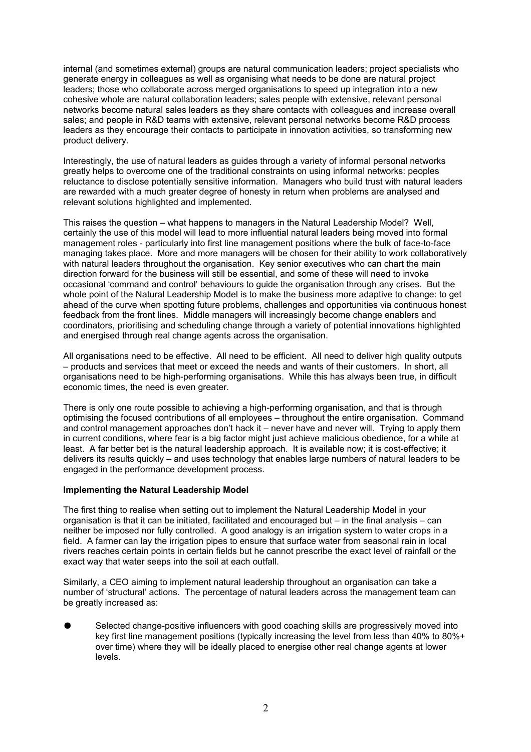internal (and sometimes external) groups are natural communication leaders; project specialists who generate energy in colleagues as well as organising what needs to be done are natural project leaders; those who collaborate across merged organisations to speed up integration into a new cohesive whole are natural collaboration leaders; sales people with extensive, relevant personal networks become natural sales leaders as they share contacts with colleagues and increase overall sales; and people in R&D teams with extensive, relevant personal networks become R&D process leaders as they encourage their contacts to participate in innovation activities, so transforming new product delivery.

Interestingly, the use of natural leaders as guides through a variety of informal personal networks greatly helps to overcome one of the traditional constraints on using informal networks: peoples reluctance to disclose potentially sensitive information. Managers who build trust with natural leaders are rewarded with a much greater degree of honesty in return when problems are analysed and relevant solutions highlighted and implemented.

This raises the question – what happens to managers in the Natural Leadership Model? Well, certainly the use of this model will lead to more influential natural leaders being moved into formal management roles - particularly into first line management positions where the bulk of face-to-face managing takes place. More and more managers will be chosen for their ability to work collaboratively with natural leaders throughout the organisation. Key senior executives who can chart the main direction forward for the business will still be essential, and some of these will need to invoke occasional 'command and control' behaviours to guide the organisation through any crises. But the whole point of the Natural Leadership Model is to make the business more adaptive to change: to get ahead of the curve when spotting future problems, challenges and opportunities via continuous honest feedback from the front lines. Middle managers will increasingly become change enablers and coordinators, prioritising and scheduling change through a variety of potential innovations highlighted and energised through real change agents across the organisation.

All organisations need to be effective. All need to be efficient. All need to deliver high quality outputs – products and services that meet or exceed the needs and wants of their customers. In short, all organisations need to be high-performing organisations. While this has always been true, in difficult economic times, the need is even greater.

There is only one route possible to achieving a high-performing organisation, and that is through optimising the focused contributions of all employees – throughout the entire organisation. Command and control management approaches don't hack it – never have and never will. Trying to apply them in current conditions, where fear is a big factor might just achieve malicious obedience, for a while at least. A far better bet is the natural leadership approach. It is available now; it is cost-effective; it delivers its results quickly – and uses technology that enables large numbers of natural leaders to be engaged in the performance development process.

**Implementing the Natural Leadership Model**

The first thing to realise when setting out to implement the Natural Leadership Model in your organisation is that it can be initiated, facilitated and encouraged but – in the final analysis – can neither be imposed nor fully controlled. A good analogy is an irrigation system to water crops in a field. A farmer can lay the irrigation pipes to ensure that surface water from seasonal rain in local rivers reaches certain points in certain fields but he cannot prescribe the exact level of rainfall or the exact way that water seeps into the soil at each outfall.

Similarly, a CEO aiming to implement natural leadership throughout an organisation can take a number of 'structural' actions. The percentage of natural leaders across the management team can be greatly increased as:

- Selected change-positive influencers with good coaching skills are progressively moved into key first line management positions (typically increasing the level from less than 40% to 80%+ over time) where they will be ideally placed to energise other real change agents at lower levels.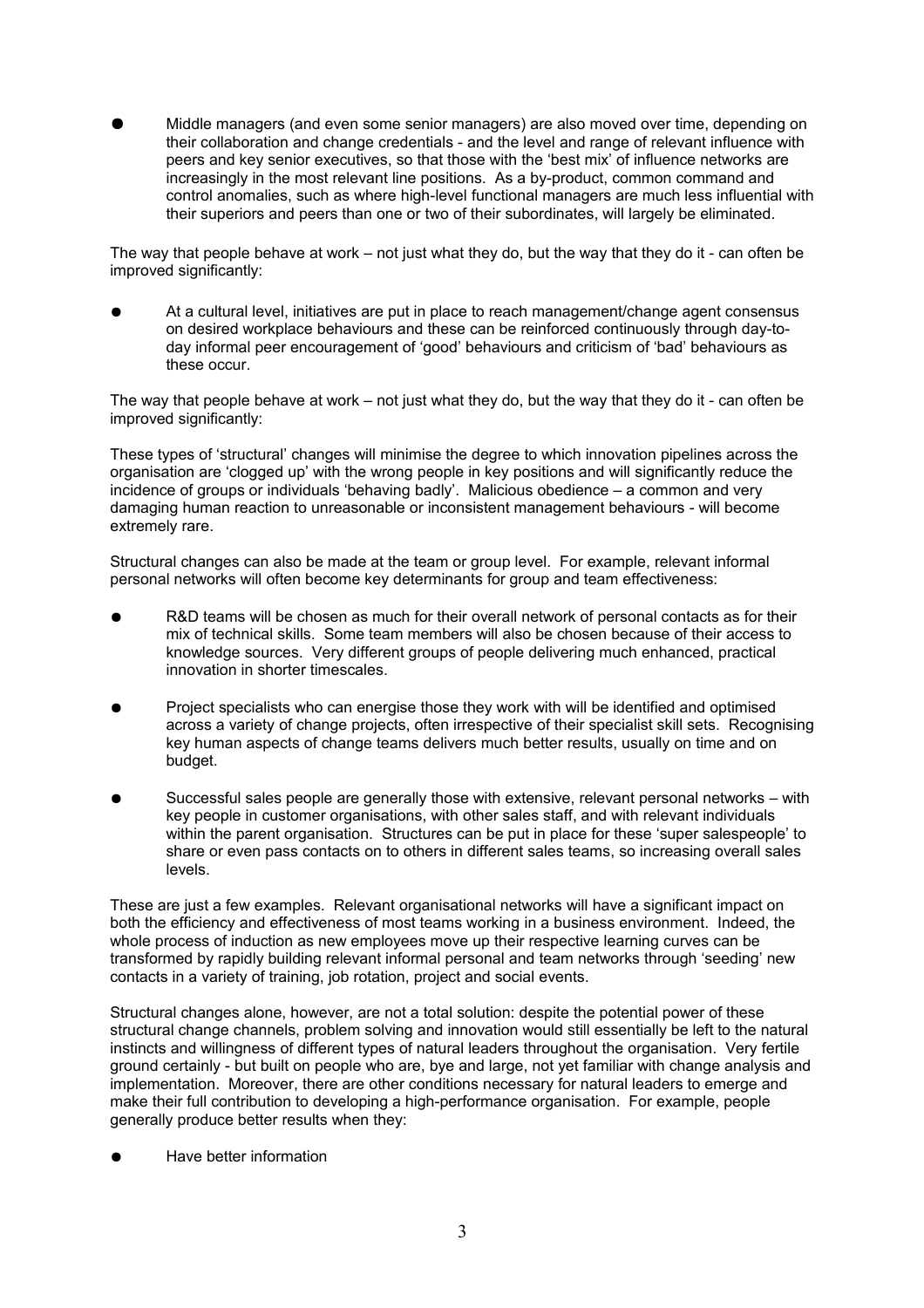- Middle managers (and even some senior managers) are also moved over time, depending on their collaboration and change credentials - and the level and range of relevant influence with peers and key senior executives, so that those with the 'best mix' of influence networks are increasingly in the most relevant line positions. As a by-product, common command and control anomalies, such as where high-level functional managers are much less influential with their superiors and peers than one or two of their subordinates, will largely be eliminated.

The way that people behave at work – not just what they do, but the way that they do it - can often be improved significantly:

- At a cultural level, initiatives are put in place to reach management/change agent consensus on desired workplace behaviours and these can be reinforced continuously through day-to-day informal peer encouragement of 'good' behaviours and criticism of 'bad' behaviours as these occur.

The way that people behave at work – not just what they do, but the way that they do it - can often be improved significantly:

These types of 'structural' changes will minimise the degree to which innovation pipelines across the organisation are 'clogged up' with the wrong people in key positions and will significantly reduce the incidence of groups or individuals 'behaving badly'. Malicious obedience – a common and very damaging human reaction to unreasonable or inconsistent management behaviours - will become extremely rare.

Structural changes can also be made at the team or group level. For example, relevant informal personal networks will often become key determinants for group and team effectiveness:

- R&D teams will be chosen as much for their overall network of personal contacts as for their mix of technical skills. Some team members will also be chosen because of their access to knowledge sources. Very different groups of people delivering much enhanced, practical innovation in shorter timescales.
- Project specialists who can energise those they work with will be identified and optimised across a variety of change projects, often irrespective of their specialist skill sets. Recognising key human aspects of change teams delivers much better results, usually on time and on budget.
- Successful sales people are generally those with extensive, relevant personal networks – with key people in customer organisations, with other sales staff, and with relevant individuals within the parent organisation. Structures can be put in place for these 'super salespeople' to share or even pass contacts on to others in different sales teams, so increasing overall sales levels.

These are just a few examples. Relevant organisational networks will have a significant impact on both the efficiency and effectiveness of most teams working in a business environment. Indeed, the whole process of induction as new employees move up their respective learning curves can be transformed by rapidly building relevant informal personal and team networks through 'seeding' new contacts in a variety of training, job rotation, project and social events.

Structural changes alone, however, are not a total solution: despite the potential power of these structural change channels, problem solving and innovation would still essentially be left to the natural instincts and willingness of different types of natural leaders throughout the organisation. Very fertile ground certainly - but built on people who are, bye and large, not yet familiar with change analysis and implementation. Moreover, there are other conditions necessary for natural leaders to emerge and make their full contribution to developing a high-performance organisation. For example, people generally produce better results when they:

- Have better information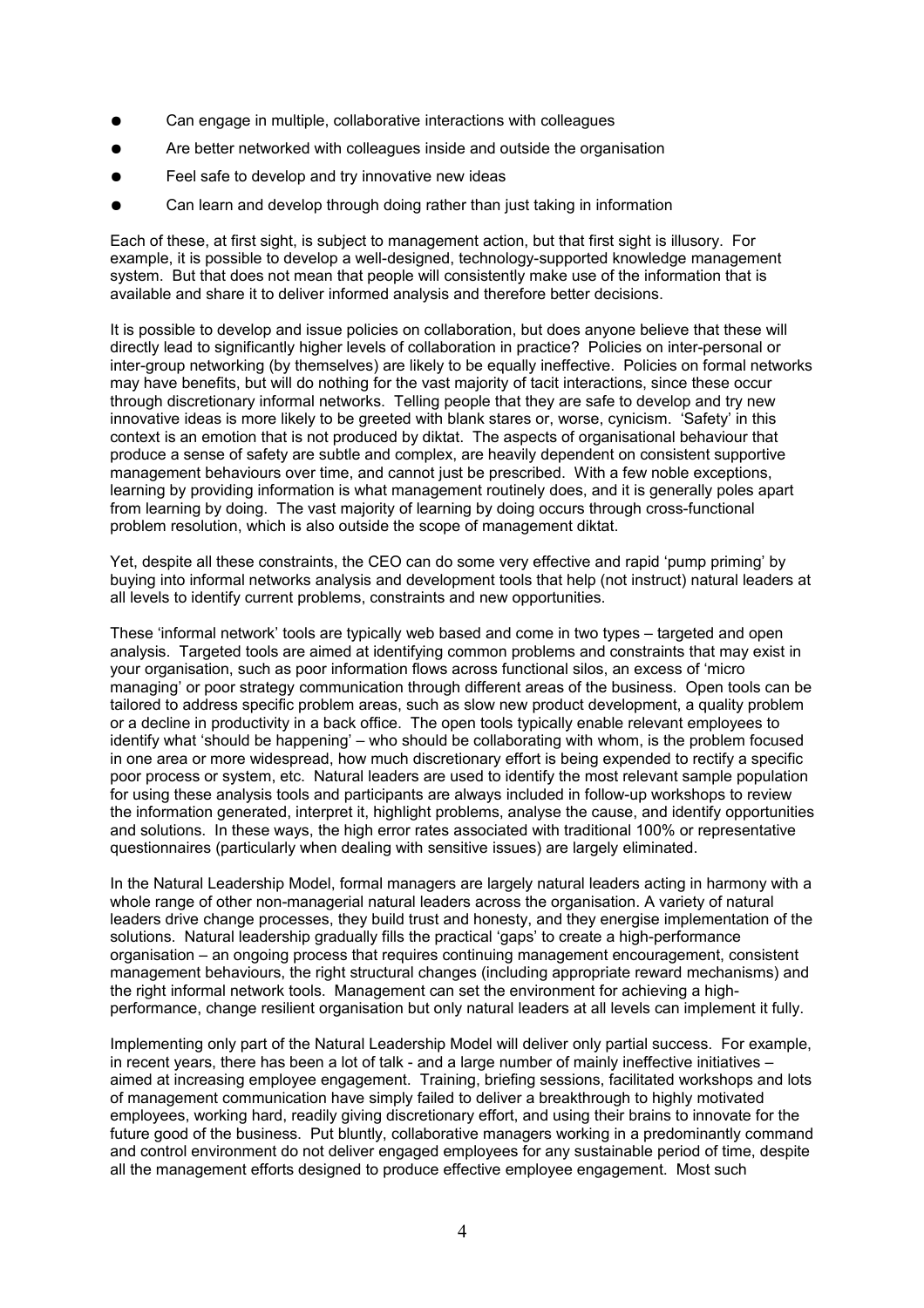- Can engage in multiple, collaborative interactions with colleagues
- Are better networked with colleagues inside and outside the organisation
- Feel safe to develop and try innovative new ideas
- Can learn and develop through doing rather than just taking in information

Each of these, at first sight, is subject to management action, but that first sight is illusory. For example, it is possible to develop a well-designed, technology-supported knowledge management system. But that does not mean that people will consistently make use of the information that is available and share it to deliver informed analysis and therefore better decisions.

It is possible to develop and issue policies on collaboration, but does anyone believe that these will directly lead to significantly higher levels of collaboration in practice? Policies on inter-personal or inter-group networking (by themselves) are likely to be equally ineffective. Policies on formal networks may have benefits, but will do nothing for the vast majority of tacit interactions, since these occur through discretionary informal networks. Telling people that they are safe to develop and try new innovative ideas is more likely to be greeted with blank stares or, worse, cynicism. 'Safety' in this context is an emotion that is not produced by diktat. The aspects of organisational behaviour that produce a sense of safety are subtle and complex, are heavily dependent on consistent supportive management behaviours over time, and cannot just be prescribed. With a few noble exceptions, learning by providing information is what management routinely does, and it is generally poles apart from learning by doing. The vast majority of learning by doing occurs through cross-functional problem resolution, which is also outside the scope of management diktat.

Yet, despite all these constraints, the CEO can do some very effective and rapid 'pump priming' by buying into informal networks analysis and development tools that help (not instruct) natural leaders at all levels to identify current problems, constraints and new opportunities.

These 'informal network' tools are typically web based and come in two types – targeted and open analysis. Targeted tools are aimed at identifying common problems and constraints that may exist in your organisation, such as poor information flows across functional silos, an excess of 'micro managing' or poor strategy communication through different areas of the business. Open tools can be tailored to address specific problem areas, such as slow new product development, a quality problem or a decline in productivity in a back office. The open tools typically enable relevant employees to identify what 'should be happening' – who should be collaborating with whom, is the problem focused in one area or more widespread, how much discretionary effort is being expended to rectify a specific poor process or system, etc. Natural leaders are used to identify the most relevant sample population for using these analysis tools and participants are always included in follow-up workshops to review the information generated, interpret it, highlight problems, analyse the cause, and identify opportunities and solutions. In these ways, the high error rates associated with traditional 100% or representative questionnaires (particularly when dealing with sensitive issues) are largely eliminated.

In the Natural Leadership Model, formal managers are largely natural leaders acting in harmony with a whole range of other non-managerial natural leaders across the organisation. A variety of natural leaders drive change processes, they build trust and honesty, and they energise implementation of the solutions. Natural leadership gradually fills the practical 'gaps' to create a high-performance organisation – an ongoing process that requires continuing management encouragement, consistent management behaviours, the right structural changes (including appropriate reward mechanisms) and the right informal network tools. Management can set the environment for achieving a high-performance, change resilient organisation but only natural leaders at all levels can implement it fully.

Implementing only part of the Natural Leadership Model will deliver only partial success. For example, in recent years, there has been a lot of talk - and a large number of mainly ineffective initiatives – aimed at increasing employee engagement. Training, briefing sessions, facilitated workshops and lots of management communication have simply failed to deliver a breakthrough to highly motivated employees, working hard, readily giving discretionary effort, and using their brains to innovate for the future good of the business. Put bluntly, collaborative managers working in a predominantly command and control environment do not deliver engaged employees for any sustainable period of time, despite all the management efforts designed to produce effective employee engagement. Most such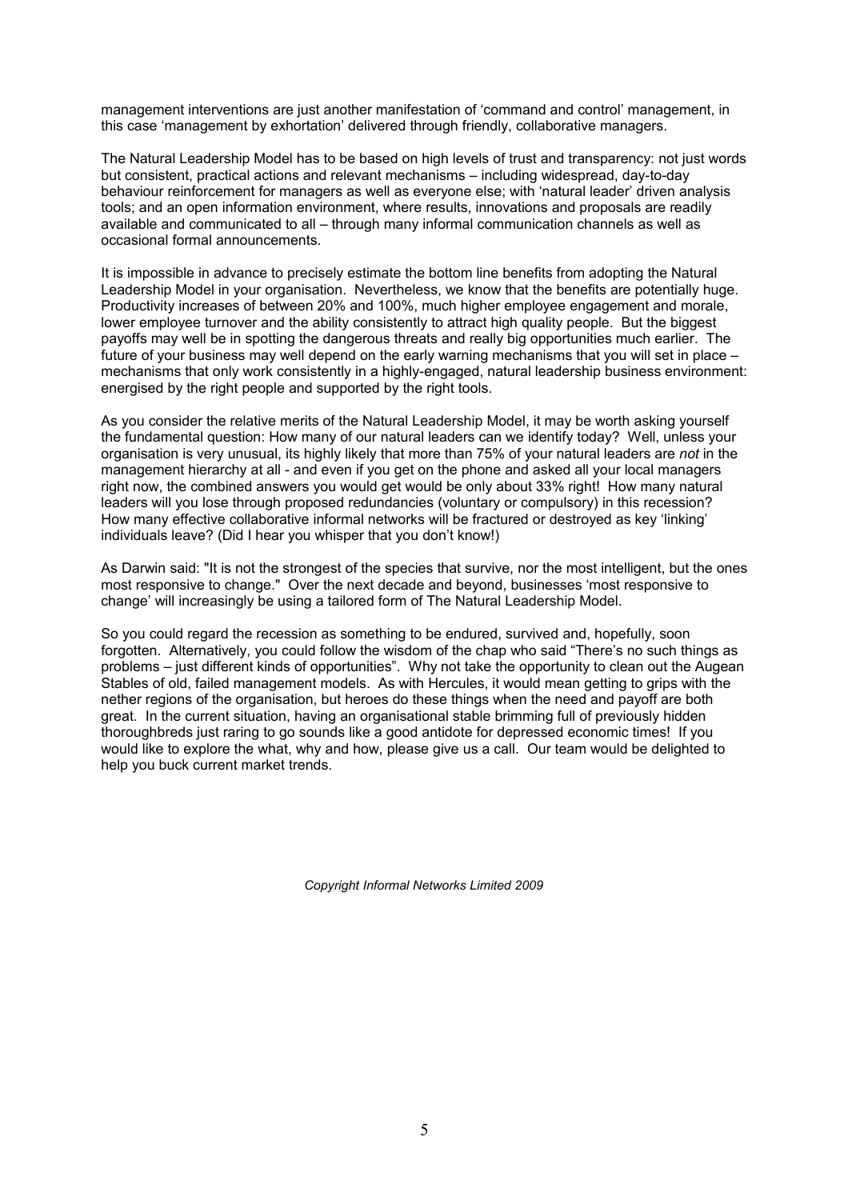management interventions are just another manifestation of 'command and control' management, in this case 'management by exhortation' delivered through friendly, collaborative managers.

The Natural Leadership Model has to be based on high levels of trust and transparency: not just words but consistent, practical actions and relevant mechanisms – including widespread, day-to-day behaviour reinforcement for managers as well as everyone else; with 'natural leader' driven analysis tools; and an open information environment, where results, innovations and proposals are readily available and communicated to all – through many informal communication channels as well as occasional formal announcements.

It is impossible in advance to precisely estimate the bottom line benefits from adopting the Natural Leadership Model in your organisation. Nevertheless, we know that the benefits are potentially huge. Productivity increases of between 20% and 100%, much higher employee engagement and morale, lower employee turnover and the ability consistently to attract high quality people. But the biggest payoffs may well be in spotting the dangerous threats and really big opportunities much earlier. The future of your business may well depend on the early warning mechanisms that you will set in place – mechanisms that only work consistently in a highly-engaged, natural leadership business environment: energised by the right people and supported by the right tools.

As you consider the relative merits of the Natural Leadership Model, it may be worth asking yourself the fundamental question: How many of our natural leaders can we identify today? Well, unless your organisation is very unusual, its highly likely that more than 75% of your natural leaders are *not* in the management hierarchy at all - and even if you get on the phone and asked all your local managers right now, the combined answers you would get would be only about 33% right! How many natural leaders will you lose through proposed redundancies (voluntary or compulsory) in this recession? How many effective collaborative informal networks will be fractured or destroyed as key 'linking' individuals leave? (Did I hear you whisper that you don't know!)

As Darwin said: "It is not the strongest of the species that survive, nor the most intelligent, but the ones most responsive to change." Over the next decade and beyond, businesses 'most responsive to change' will increasingly be using a tailored form of The Natural Leadership Model.

So you could regard the recession as something to be endured, survived and, hopefully, soon forgotten. Alternatively, you could follow the wisdom of the chap who said "There's no such things as problems – just different kinds of opportunities". Why not take the opportunity to clean out the Augean Stables of old, failed management models. As with Hercules, it would mean getting to grips with the nether regions of the organisation, but heroes do these things when the need and payoff are both great. In the current situation, having an organisational stable brimming full of previously hidden thoroughbreds just raring to go sounds like a good antidote for depressed economic times! If you would like to explore the what, why and how, please give us a call. Our team would be delighted to help you buck current market trends.

*Copyright Informal Networks Limited 2009*